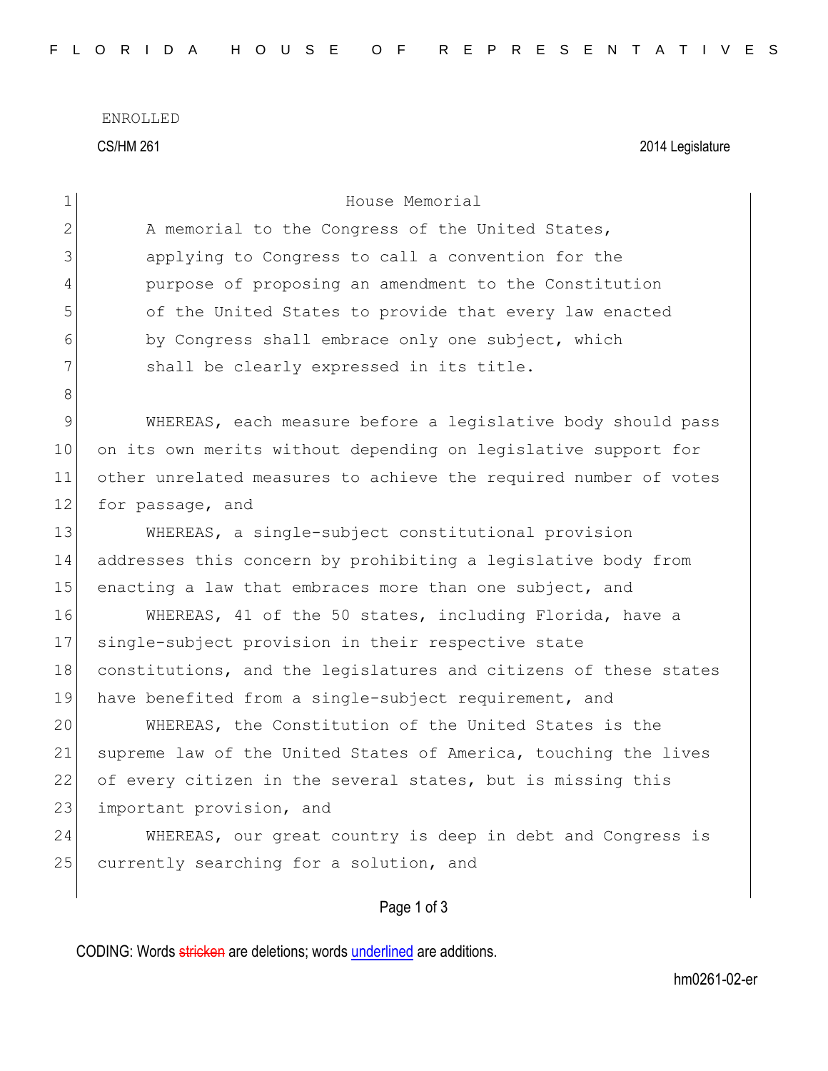ENROLLED

CS/HM 261 2014 Legislature

House Memorial

A memorial to the Congress of the United States, applying to Congress to call a convention for the purpose of proposing an amendment to the Constitution of the United States to provide that every law enacted by Congress shall embrace only one subject, which shall be clearly expressed in its title.

WHEREAS, each measure before a legislative body should pass on its own merits without depending on legislative support for other unrelated measures to achieve the required number of votes for passage, and

WHEREAS, a single-subject constitutional provision addresses this concern by prohibiting a legislative body from enacting a law that embraces more than one subject, and

WHEREAS, 41 of the 50 states, including Florida, have a single-subject provision in their respective state constitutions, and the legislatures and citizens of these states have benefited from a single-subject requirement, and

WHEREAS, the Constitution of the United States is the supreme law of the United States of America, touching the lives of every citizen in the several states, but is missing this important provision, and

WHEREAS, our great country is deep in debt and Congress is currently searching for a solution, and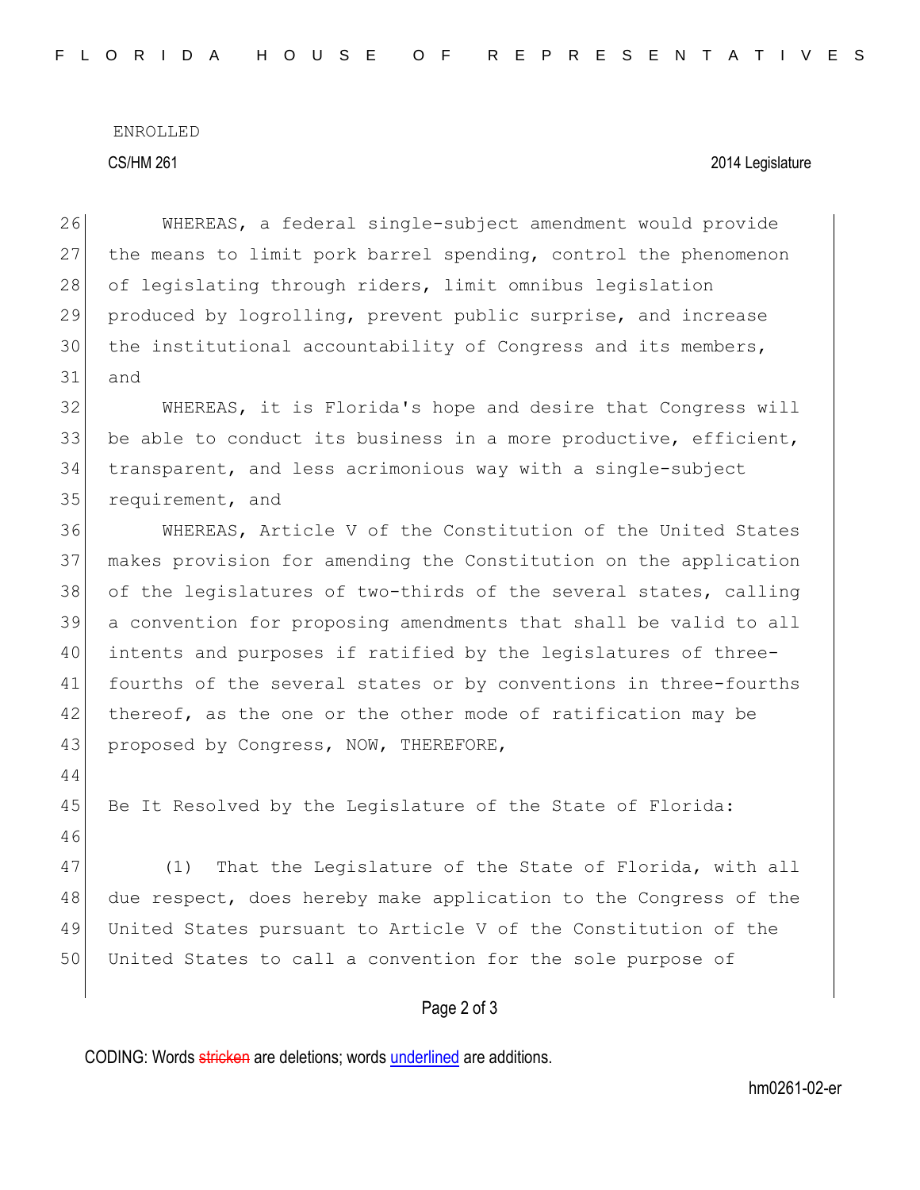WHEREAS, a federal single-subject amendment would provide the means to limit pork barrel spending, control the phenomenon of legislating through riders, limit omnibus legislation produced by logrolling, prevent public surprise, and increase the institutional accountability of Congress and its members, and

WHEREAS, it is Florida's hope and desire that Congress will be able to conduct its business in a more productive, efficient, transparent, and less acrimonious way with a single-subject requirement, and

WHEREAS, Article V of the Constitution of the United States makes provision for amending the Constitution on the application of the legislatures of two-thirds of the several states, calling a convention for proposing amendments that shall be valid to all intents and purposes if ratified by the legislatures of three-fourths of the several states or by conventions in three-fourths thereof, as the one or the other mode of ratification may be proposed by Congress, NOW, THEREFORE,

Be It Resolved by the Legislature of the State of Florida:

(1) That the Legislature of the State of Florida, with all due respect, does hereby make application to the Congress of the United States pursuant to Article V of the Constitution of the United States to call a convention for the sole purpose of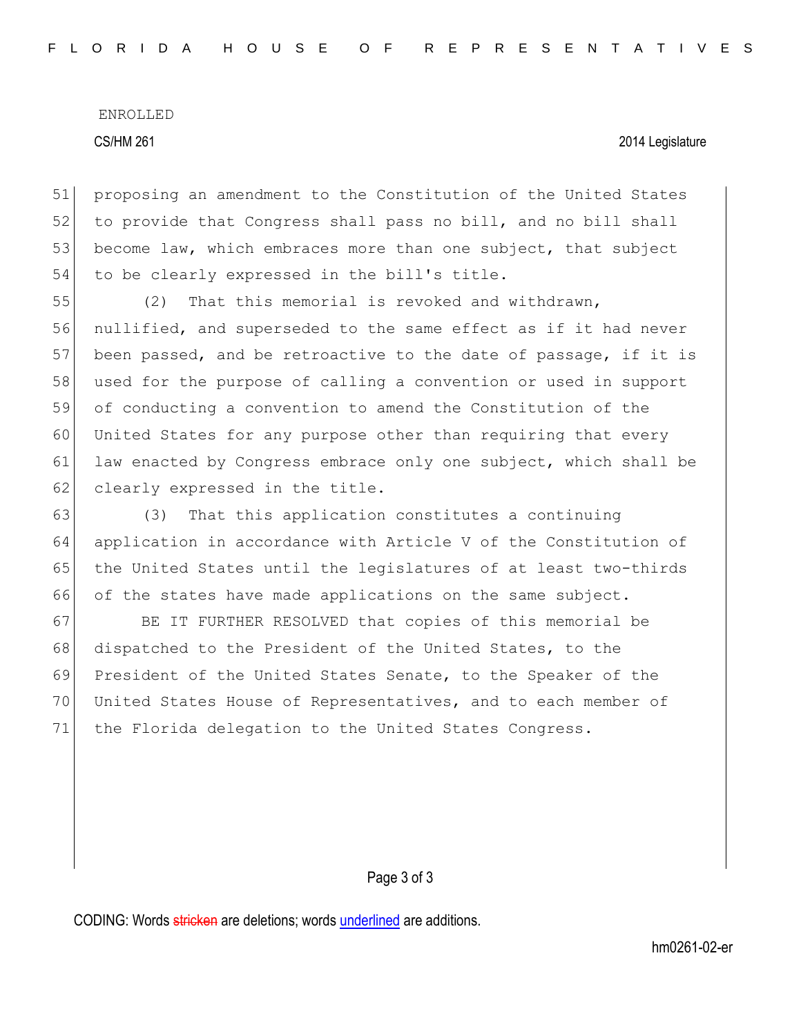proposing an amendment to the Constitution of the United States to provide that Congress shall pass no bill, and no bill shall become law, which embraces more than one subject, that subject to be clearly expressed in the bill's title.

(2) That this memorial is revoked and withdrawn, nullified, and superseded to the same effect as if it had never been passed, and be retroactive to the date of passage, if it is used for the purpose of calling a convention or used in support of conducting a convention to amend the Constitution of the United States for any purpose other than requiring that every law enacted by Congress embrace only one subject, which shall be clearly expressed in the title.

(3) That this application constitutes a continuing application in accordance with Article V of the Constitution of the United States until the legislatures of at least two-thirds of the states have made applications on the same subject.

BE IT FURTHER RESOLVED that copies of this memorial be dispatched to the President of the United States, to the President of the United States Senate, to the Speaker of the United States House of Representatives, and to each member of the Florida delegation to the United States Congress.